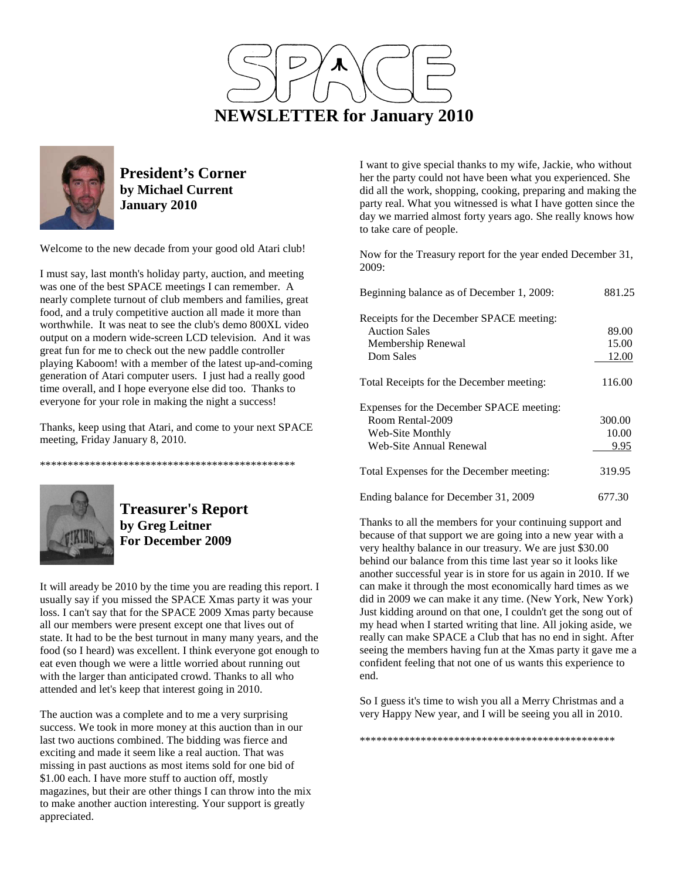# SPACE NEWSLETTER for January 2010

## President's Corner
**by Michael Current**
**January 2010**

Welcome to the new decade from your good old Atari club!

I must say, last month's holiday party, auction, and meeting was one of the best SPACE meetings I can remember. A nearly complete turnout of club members and families, great food, and a truly competitive auction all made it more than worthwhile. It was neat to see the club's demo 800XL video output on a modern wide-screen LCD television. And it was great fun for me to check out the new paddle controller playing Kaboom! with a member of the latest up-and-coming generation of Atari computer users. I just had a really good time overall, and I hope everyone else did too. Thanks to everyone for your role in making the night a success!

Thanks, keep using that Atari, and come to your next SPACE meeting, Friday January 8, 2010.

***********************************************

## Treasurer's Report
**by Greg Leitner**
**For December 2009**

It will aready be 2010 by the time you are reading this report. I usually say if you missed the SPACE Xmas party it was your loss. I can't say that for the SPACE 2009 Xmas party because all our members were present except one that lives out of state. It had to be the best turnout in many many years, and the food (so I heard) was excellent. I think everyone got enough to eat even though we were a little worried about running out with the larger than anticipated crowd. Thanks to all who attended and let's keep that interest going in 2010.

The auction was a complete and to me a very surprising success. We took in more money at this auction than in our last two auctions combined. The bidding was fierce and exciting and made it seem like a real auction. That was missing in past auctions as most items sold for one bid of $1.00 each. I have more stuff to auction off, mostly magazines, but their are other things I can throw into the mix to make another auction interesting. Your support is greatly appreciated.

I want to give special thanks to my wife, Jackie, who without her the party could not have been what you experienced. She did all the work, shopping, cooking, preparing and making the party real. What you witnessed is what I have gotten since the day we married almost forty years ago. She really knows how to take care of people.

Now for the Treasury report for the year ended December 31, 2009:

| | |
|---|---|
| Beginning balance as of December 1, 2009: | 881.25 |
| Receipts for the December SPACE meeting: | |
| Auction Sales | 89.00 |
| Membership Renewal | 15.00 |
| Dom Sales | 12.00 |
| Total Receipts for the December meeting: | 116.00 |
| Expenses for the December SPACE meeting: | |
| Room Rental-2009 | 300.00 |
| Web-Site Monthly | 10.00 |
| Web-Site Annual Renewal | 9.95 |
| Total Expenses for the December meeting: | 319.95 |
| Ending balance for December 31, 2009 | 677.30 |

Thanks to all the members for your continuing support and because of that support we are going into a new year with a very healthy balance in our treasury. We are just $30.00 behind our balance from this time last year so it looks like another successful year is in store for us again in 2010. If we can make it through the most economically hard times as we did in 2009 we can make it any time. (New York, New York) Just kidding around on that one, I couldn't get the song out of my head when I started writing that line. All joking aside, we really can make SPACE a Club that has no end in sight. After seeing the members having fun at the Xmas party it gave me a confident feeling that not one of us wants this experience to end.

So I guess it's time to wish you all a Merry Christmas and a very Happy New year, and I will be seeing you all in 2010.

***********************************************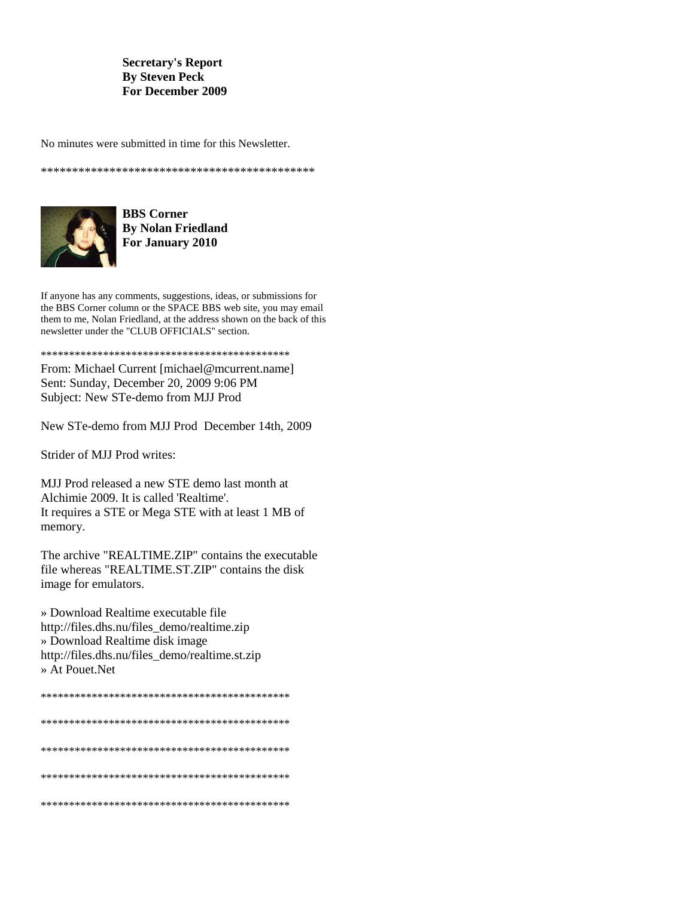**Secretary's Report**
**By Steven Peck**
**For December 2009**

No minutes were submitted in time for this Newsletter.

*********************************************

**BBS Corner**
**By Nolan Friedland**
**For January 2010**

If anyone has any comments, suggestions, ideas, or submissions for the BBS Corner column or the SPACE BBS web site, you may email them to me, Nolan Friedland, at the address shown on the back of this newsletter under the "CLUB OFFICIALS" section.

*********************************************

From: Michael Current [michael@mcurrent.name]
Sent: Sunday, December 20, 2009 9:06 PM
Subject: New STe-demo from MJJ Prod

New STe-demo from MJJ Prod December 14th, 2009

Strider of MJJ Prod writes:

MJJ Prod released a new STE demo last month at Alchimie 2009. It is called 'Realtime'.
It requires a STE or Mega STE with at least 1 MB of memory.

The archive "REALTIME.ZIP" contains the executable file whereas "REALTIME.ST.ZIP" contains the disk image for emulators.

» Download Realtime executable file
http://files.dhs.nu/files_demo/realtime.zip
» Download Realtime disk image
http://files.dhs.nu/files_demo/realtime.st.zip
» At Pouet.Net

*********************************************

*********************************************

*********************************************

*********************************************

*********************************************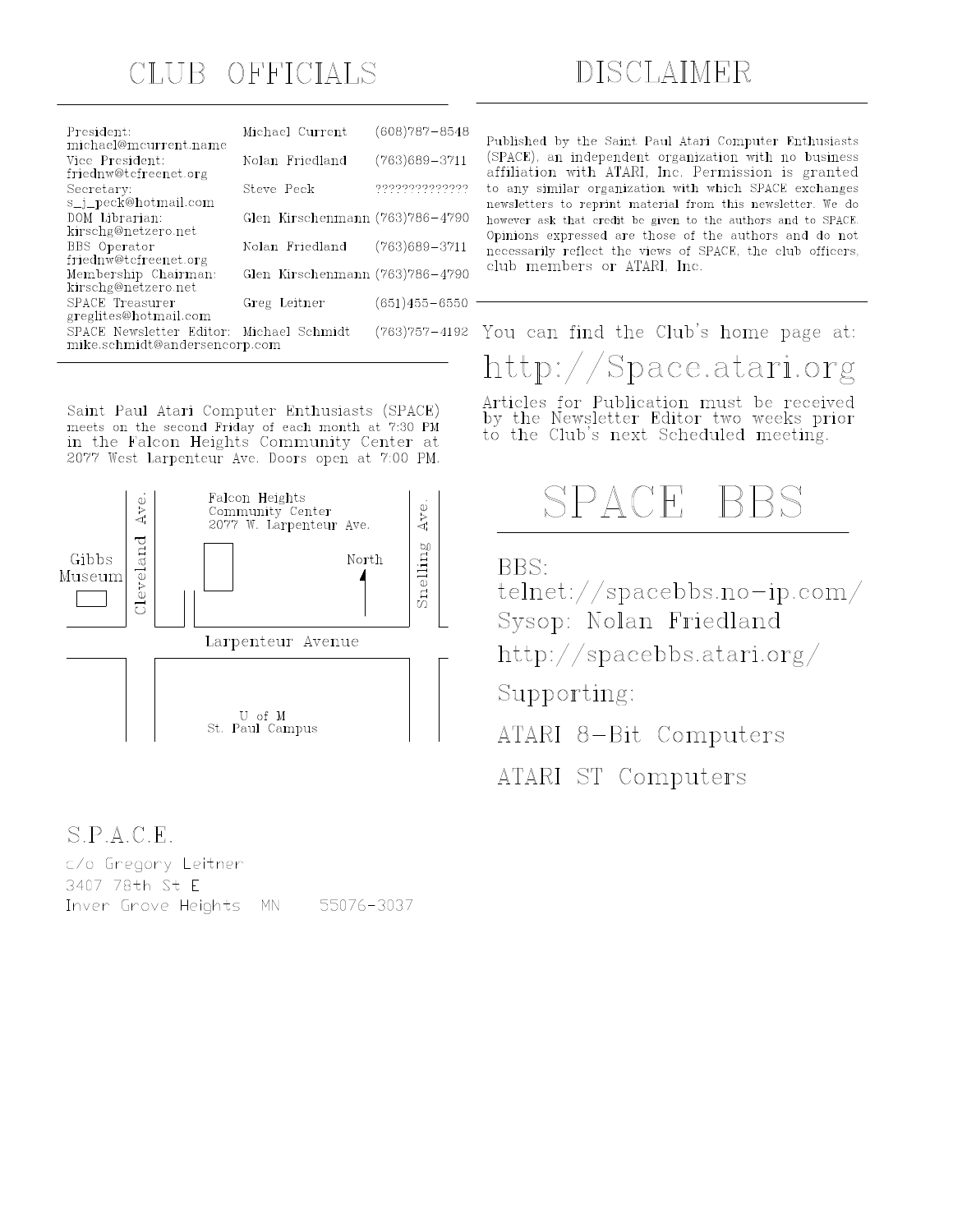# CLUB OFFICIALS

| | | |
|---|---|---|
| President: michael@mcurrent.name | Michael Current | (608)787-8548 |
| Vice President: friednw@tcfreenet.org | Nolan Friedland | (763)689-3711 |
| Secretary: s_j_peck@hotmail.com | Steve Peck | ?????????????? |
| DOM Librarian: kirschg@netzero.net | Glen Kirschenmann | (763)786-4790 |
| BBS Operator friednw@tcfreenet.org | Nolan Friedland | (763)689-3711 |
| Membership Chairman: kirschg@netzero.net | Glen Kirschenmann | (763)786-4790 |
| SPACE Treasurer greglites@hotmail.com | Greg Leitner | (651)455-6550 |
| SPACE Newsletter Editor: mike.schmidt@andersencorp.com | Michael Schmidt | (763)757-4192 |

Saint Paul Atari Computer Enthusiasts (SPACE) meets on the second Friday of each month at 7:30 PM in the Falcon Heights Community Center at 2077 West Larpenteur Ave. Doors open at 7:00 PM.

Falcon Heights Community Center 2077 W. Larpenteur Ave.

Gibbs Museum

Cleveland Ave.

Snelling Ave.

North

Larpenteur Avenue

U of M St. Paul Campus

# DISCLAIMER

Published by the Saint Paul Atari Computer Enthusiasts (SPACE), an independent organization with no business affiliation with ATARI, Inc. Permission is granted to any similar organization with which SPACE exchanges newsletters to reprint material from this newsletter. We do however ask that credit be given to the authors and to SPACE. Opinions expressed are those of the authors and do not necessarily reflect the views of SPACE, the club officers, club members or ATARI, Inc.

You can find the Club's home page at:

http://Space.atari.org

Articles for Publication must be received by the Newsletter Editor two weeks prior to the Club's next Scheduled meeting.

# SPACE BBS

BBS:
telnet://spacebbs.no-ip.com/
Sysop: Nolan Friedland
http://spacebbs.atari.org/

Supporting:

ATARI 8-Bit Computers

ATARI ST Computers

S.P.A.C.E.
c/o Gregory Leitner
3407 78th St E
Inver Grove Heights MN 55076-3037